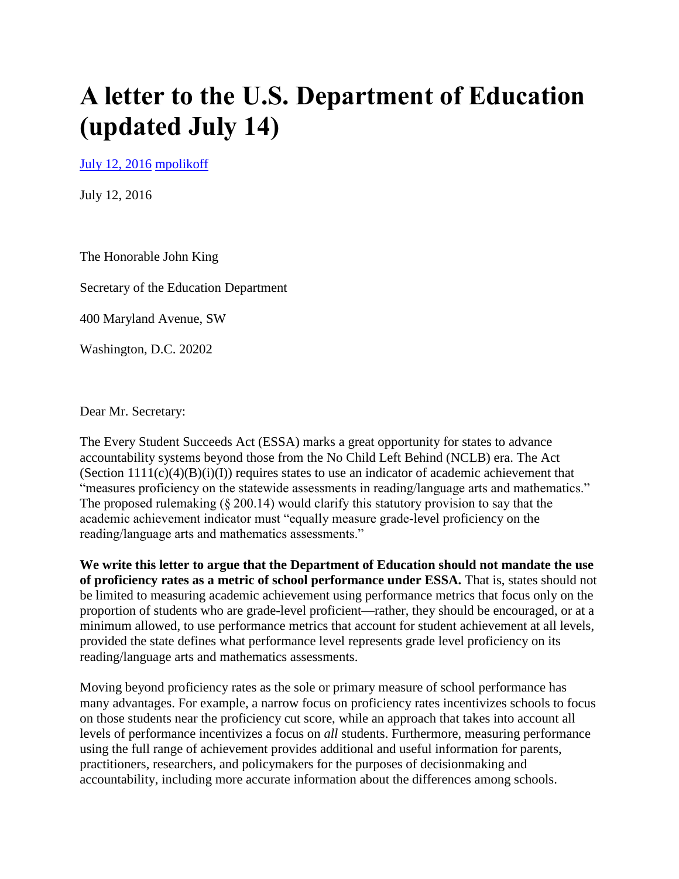# A letter to the U.S. Department of Education (updated July 14)

[July 12, 2016](#) [mpolikoff](#)

July 12, 2016

The Honorable John King

Secretary of the Education Department

400 Maryland Avenue, SW

Washington, D.C. 20202

Dear Mr. Secretary:

The Every Student Succeeds Act (ESSA) marks a great opportunity for states to advance accountability systems beyond those from the No Child Left Behind (NCLB) era. The Act (Section 1111(c)(4)(B)(i)(I)) requires states to use an indicator of academic achievement that "measures proficiency on the statewide assessments in reading/language arts and mathematics." The proposed rulemaking (§ 200.14) would clarify this statutory provision to say that the academic achievement indicator must "equally measure grade-level proficiency on the reading/language arts and mathematics assessments."

**We write this letter to argue that the Department of Education should not mandate the use of proficiency rates as a metric of school performance under ESSA.** That is, states should not be limited to measuring academic achievement using performance metrics that focus only on the proportion of students who are grade-level proficient—rather, they should be encouraged, or at a minimum allowed, to use performance metrics that account for student achievement at all levels, provided the state defines what performance level represents grade level proficiency on its reading/language arts and mathematics assessments.

Moving beyond proficiency rates as the sole or primary measure of school performance has many advantages. For example, a narrow focus on proficiency rates incentivizes schools to focus on those students near the proficiency cut score, while an approach that takes into account all levels of performance incentivizes a focus on *all* students. Furthermore, measuring performance using the full range of achievement provides additional and useful information for parents, practitioners, researchers, and policymakers for the purposes of decisionmaking and accountability, including more accurate information about the differences among schools.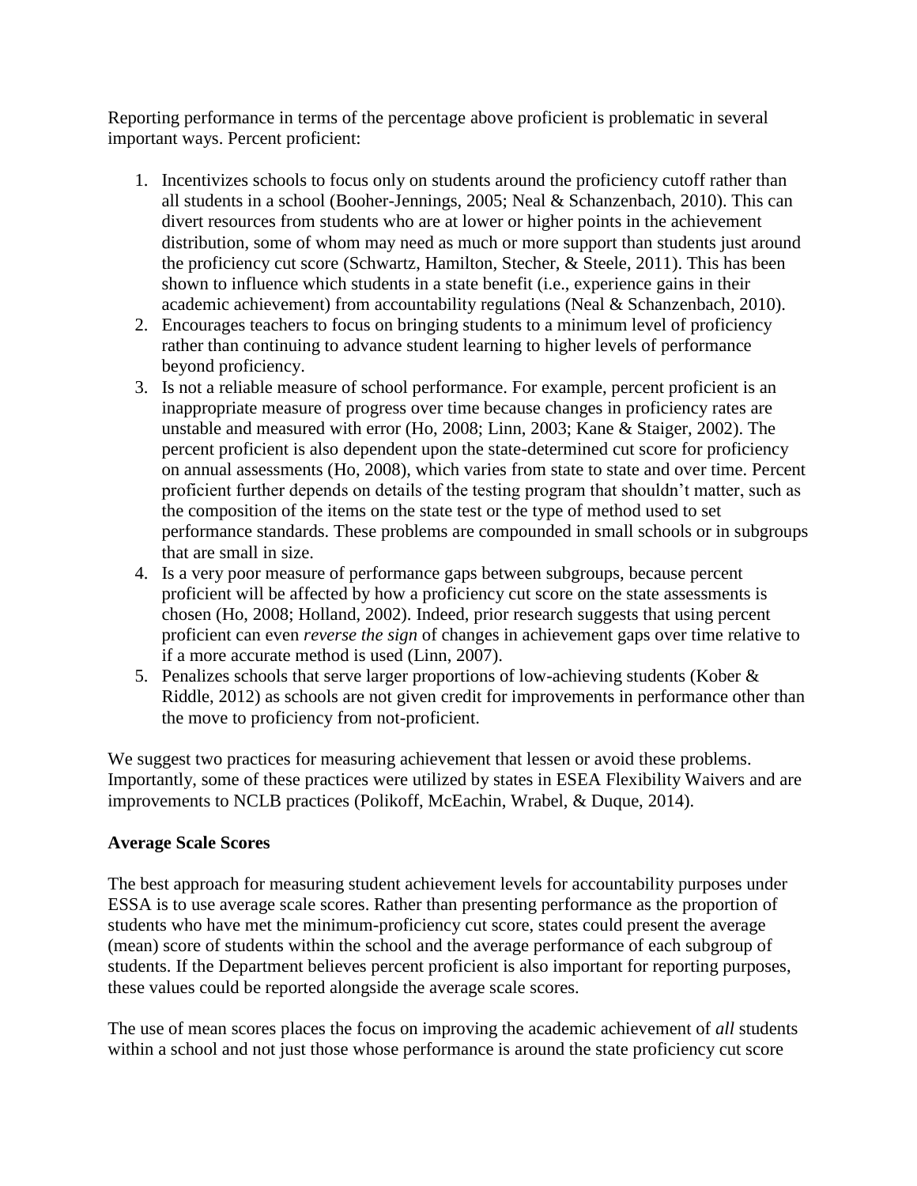Reporting performance in terms of the percentage above proficient is problematic in several important ways. Percent proficient:

1. Incentivizes schools to focus only on students around the proficiency cutoff rather than all students in a school (Booher-Jennings, 2005; Neal & Schanzenbach, 2010). This can divert resources from students who are at lower or higher points in the achievement distribution, some of whom may need as much or more support than students just around the proficiency cut score (Schwartz, Hamilton, Stecher, & Steele, 2011). This has been shown to influence which students in a state benefit (i.e., experience gains in their academic achievement) from accountability regulations (Neal & Schanzenbach, 2010).
2. Encourages teachers to focus on bringing students to a minimum level of proficiency rather than continuing to advance student learning to higher levels of performance beyond proficiency.
3. Is not a reliable measure of school performance. For example, percent proficient is an inappropriate measure of progress over time because changes in proficiency rates are unstable and measured with error (Ho, 2008; Linn, 2003; Kane & Staiger, 2002). The percent proficient is also dependent upon the state-determined cut score for proficiency on annual assessments (Ho, 2008), which varies from state to state and over time. Percent proficient further depends on details of the testing program that shouldn't matter, such as the composition of the items on the state test or the type of method used to set performance standards. These problems are compounded in small schools or in subgroups that are small in size.
4. Is a very poor measure of performance gaps between subgroups, because percent proficient will be affected by how a proficiency cut score on the state assessments is chosen (Ho, 2008; Holland, 2002). Indeed, prior research suggests that using percent proficient can even *reverse the sign* of changes in achievement gaps over time relative to if a more accurate method is used (Linn, 2007).
5. Penalizes schools that serve larger proportions of low-achieving students (Kober & Riddle, 2012) as schools are not given credit for improvements in performance other than the move to proficiency from not-proficient.

We suggest two practices for measuring achievement that lessen or avoid these problems. Importantly, some of these practices were utilized by states in ESEA Flexibility Waivers and are improvements to NCLB practices (Polikoff, McEachin, Wrabel, & Duque, 2014).

**Average Scale Scores**

The best approach for measuring student achievement levels for accountability purposes under ESSA is to use average scale scores. Rather than presenting performance as the proportion of students who have met the minimum-proficiency cut score, states could present the average (mean) score of students within the school and the average performance of each subgroup of students. If the Department believes percent proficient is also important for reporting purposes, these values could be reported alongside the average scale scores.

The use of mean scores places the focus on improving the academic achievement of *all* students within a school and not just those whose performance is around the state proficiency cut score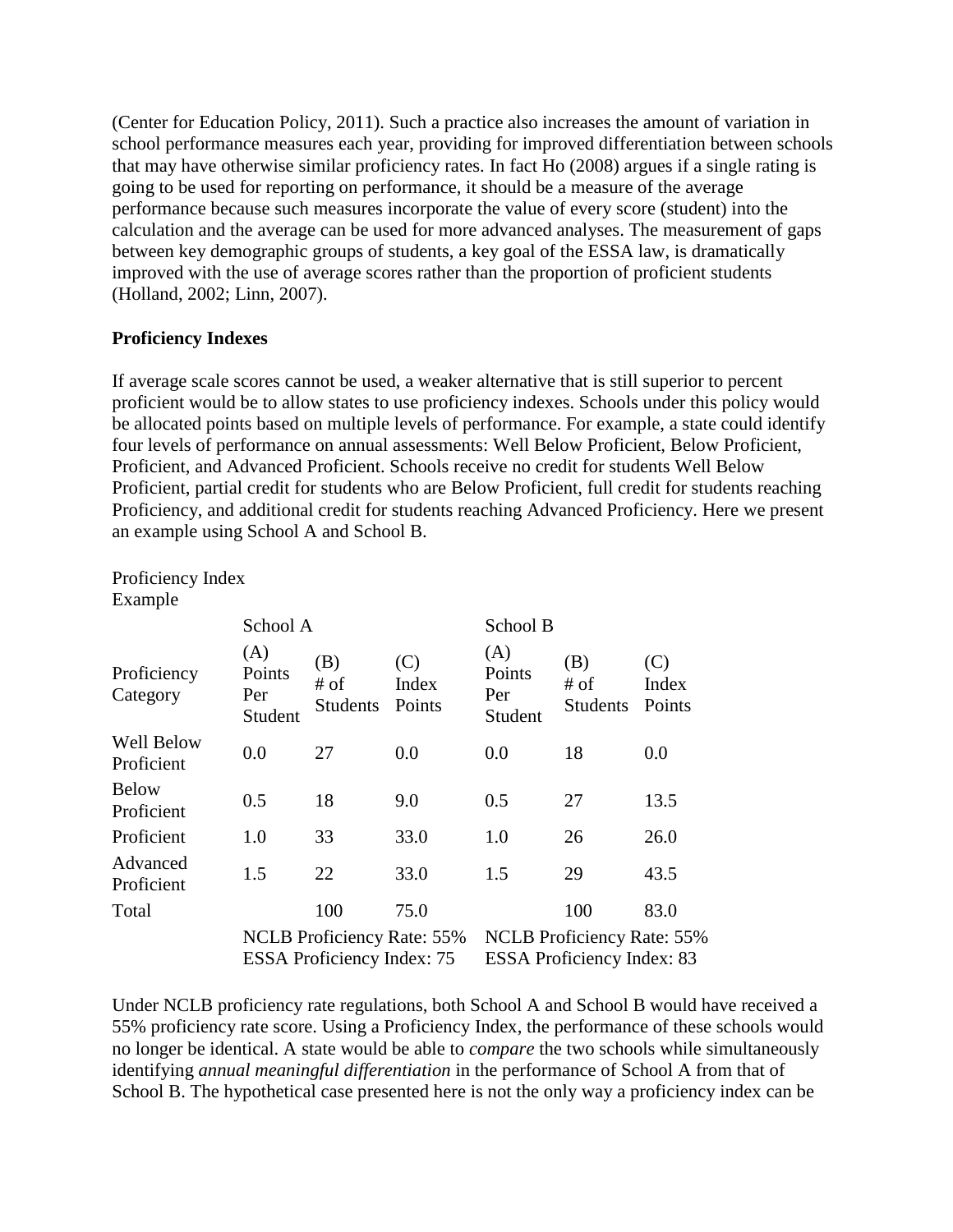(Center for Education Policy, 2011). Such a practice also increases the amount of variation in school performance measures each year, providing for improved differentiation between schools that may have otherwise similar proficiency rates. In fact Ho (2008) argues if a single rating is going to be used for reporting on performance, it should be a measure of the average performance because such measures incorporate the value of every score (student) into the calculation and the average can be used for more advanced analyses. The measurement of gaps between key demographic groups of students, a key goal of the ESSA law, is dramatically improved with the use of average scores rather than the proportion of proficient students (Holland, 2002; Linn, 2007).

**Proficiency Indexes**

If average scale scores cannot be used, a weaker alternative that is still superior to percent proficient would be to allow states to use proficiency indexes. Schools under this policy would be allocated points based on multiple levels of performance. For example, a state could identify four levels of performance on annual assessments: Well Below Proficient, Below Proficient, Proficient, and Advanced Proficient. Schools receive no credit for students Well Below Proficient, partial credit for students who are Below Proficient, full credit for students reaching Proficiency, and additional credit for students reaching Advanced Proficiency. Here we present an example using School A and School B.

Proficiency Index Example

| | School A | | | School B | | |
|---|---|---|---|---|---|---|
| Proficiency Category | (A) Points Per Student | (B) # of Students | (C) Index Points | (A) Points Per Student | (B) # of Students | (C) Index Points |
| Well Below Proficient | 0.0 | 27 | 0.0 | 0.0 | 18 | 0.0 |
| Below Proficient | 0.5 | 18 | 9.0 | 0.5 | 27 | 13.5 |
| Proficient | 1.0 | 33 | 33.0 | 1.0 | 26 | 26.0 |
| Advanced Proficient | 1.5 | 22 | 33.0 | 1.5 | 29 | 43.5 |
| Total | | 100 | 75.0 | | 100 | 83.0 |
| | NCLB Proficiency Rate: 55% | | | NCLB Proficiency Rate: 55% | | |
| | ESSA Proficiency Index: 75 | | | ESSA Proficiency Index: 83 | | |

Under NCLB proficiency rate regulations, both School A and School B would have received a 55% proficiency rate score. Using a Proficiency Index, the performance of these schools would no longer be identical. A state would be able to *compare* the two schools while simultaneously identifying *annual meaningful differentiation* in the performance of School A from that of School B. The hypothetical case presented here is not the only way a proficiency index can be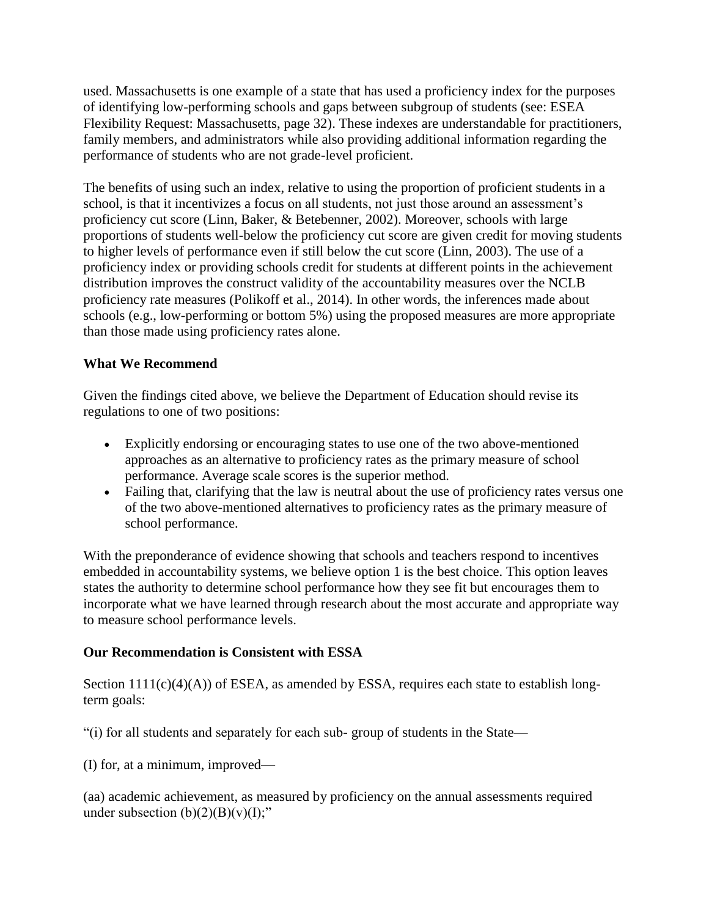used. Massachusetts is one example of a state that has used a proficiency index for the purposes of identifying low-performing schools and gaps between subgroup of students (see: ESEA Flexibility Request: Massachusetts, page 32). These indexes are understandable for practitioners, family members, and administrators while also providing additional information regarding the performance of students who are not grade-level proficient.

The benefits of using such an index, relative to using the proportion of proficient students in a school, is that it incentivizes a focus on all students, not just those around an assessment's proficiency cut score (Linn, Baker, & Betebenner, 2002). Moreover, schools with large proportions of students well-below the proficiency cut score are given credit for moving students to higher levels of performance even if still below the cut score (Linn, 2003). The use of a proficiency index or providing schools credit for students at different points in the achievement distribution improves the construct validity of the accountability measures over the NCLB proficiency rate measures (Polikoff et al., 2014). In other words, the inferences made about schools (e.g., low-performing or bottom 5%) using the proposed measures are more appropriate than those made using proficiency rates alone.

**What We Recommend**

Given the findings cited above, we believe the Department of Education should revise its regulations to one of two positions:

- Explicitly endorsing or encouraging states to use one of the two above-mentioned approaches as an alternative to proficiency rates as the primary measure of school performance. Average scale scores is the superior method.
- Failing that, clarifying that the law is neutral about the use of proficiency rates versus one of the two above-mentioned alternatives to proficiency rates as the primary measure of school performance.

With the preponderance of evidence showing that schools and teachers respond to incentives embedded in accountability systems, we believe option 1 is the best choice. This option leaves states the authority to determine school performance how they see fit but encourages them to incorporate what we have learned through research about the most accurate and appropriate way to measure school performance levels.

**Our Recommendation is Consistent with ESSA**

Section 1111(c)(4)(A)) of ESEA, as amended by ESSA, requires each state to establish long-term goals:

"(i) for all students and separately for each sub- group of students in the State—

(I) for, at a minimum, improved—

(aa) academic achievement, as measured by proficiency on the annual assessments required under subsection (b)(2)(B)(v)(I);"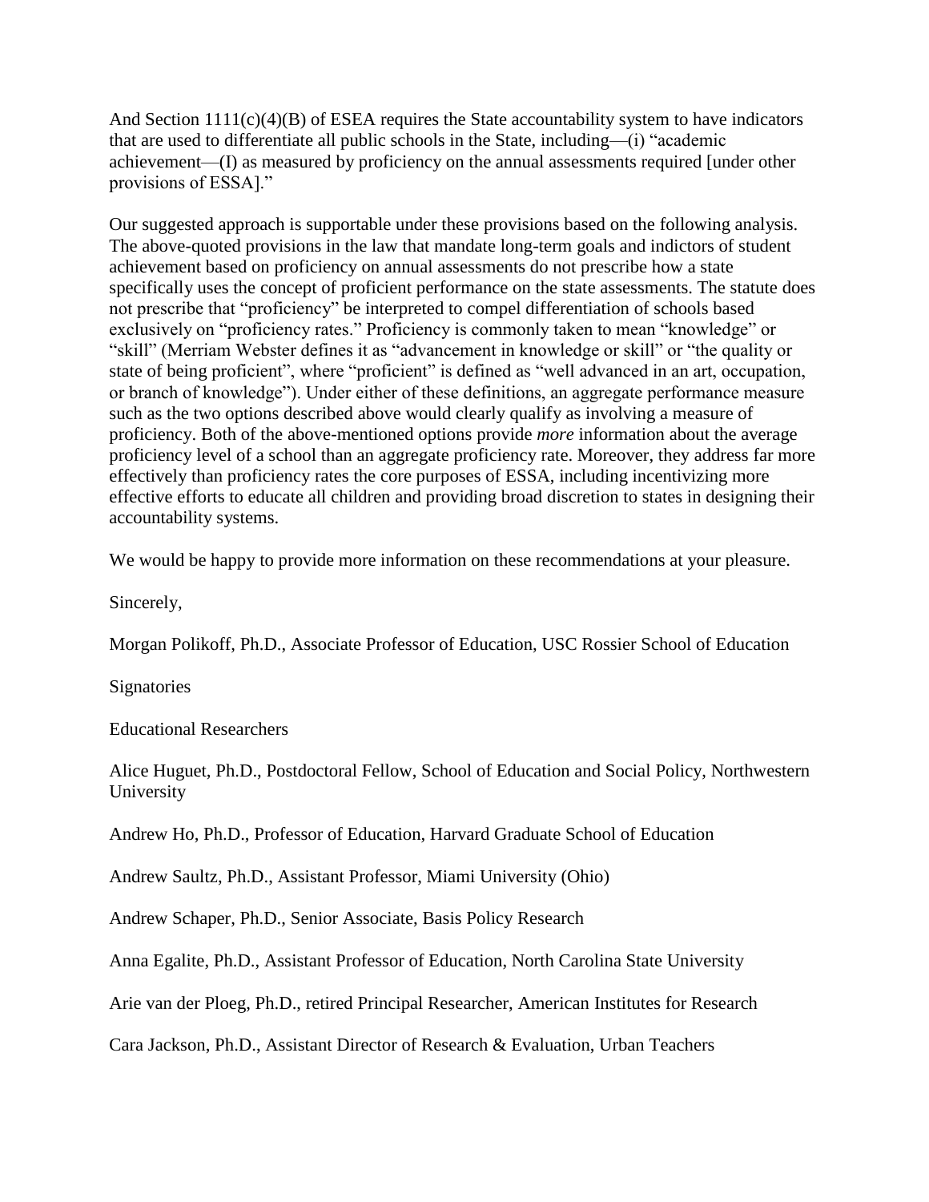And Section 1111(c)(4)(B) of ESEA requires the State accountability system to have indicators that are used to differentiate all public schools in the State, including—(i) "academic achievement—(I) as measured by proficiency on the annual assessments required [under other provisions of ESSA]."

Our suggested approach is supportable under these provisions based on the following analysis. The above-quoted provisions in the law that mandate long-term goals and indictors of student achievement based on proficiency on annual assessments do not prescribe how a state specifically uses the concept of proficient performance on the state assessments. The statute does not prescribe that "proficiency" be interpreted to compel differentiation of schools based exclusively on "proficiency rates." Proficiency is commonly taken to mean "knowledge" or "skill" (Merriam Webster defines it as "advancement in knowledge or skill" or "the quality or state of being proficient", where "proficient" is defined as "well advanced in an art, occupation, or branch of knowledge"). Under either of these definitions, an aggregate performance measure such as the two options described above would clearly qualify as involving a measure of proficiency. Both of the above-mentioned options provide *more* information about the average proficiency level of a school than an aggregate proficiency rate. Moreover, they address far more effectively than proficiency rates the core purposes of ESSA, including incentivizing more effective efforts to educate all children and providing broad discretion to states in designing their accountability systems.

We would be happy to provide more information on these recommendations at your pleasure.

Sincerely,

Morgan Polikoff, Ph.D., Associate Professor of Education, USC Rossier School of Education

Signatories

Educational Researchers

Alice Huguet, Ph.D., Postdoctoral Fellow, School of Education and Social Policy, Northwestern University

Andrew Ho, Ph.D., Professor of Education, Harvard Graduate School of Education

Andrew Saultz, Ph.D., Assistant Professor, Miami University (Ohio)

Andrew Schaper, Ph.D., Senior Associate, Basis Policy Research

Anna Egalite, Ph.D., Assistant Professor of Education, North Carolina State University

Arie van der Ploeg, Ph.D., retired Principal Researcher, American Institutes for Research

Cara Jackson, Ph.D., Assistant Director of Research & Evaluation, Urban Teachers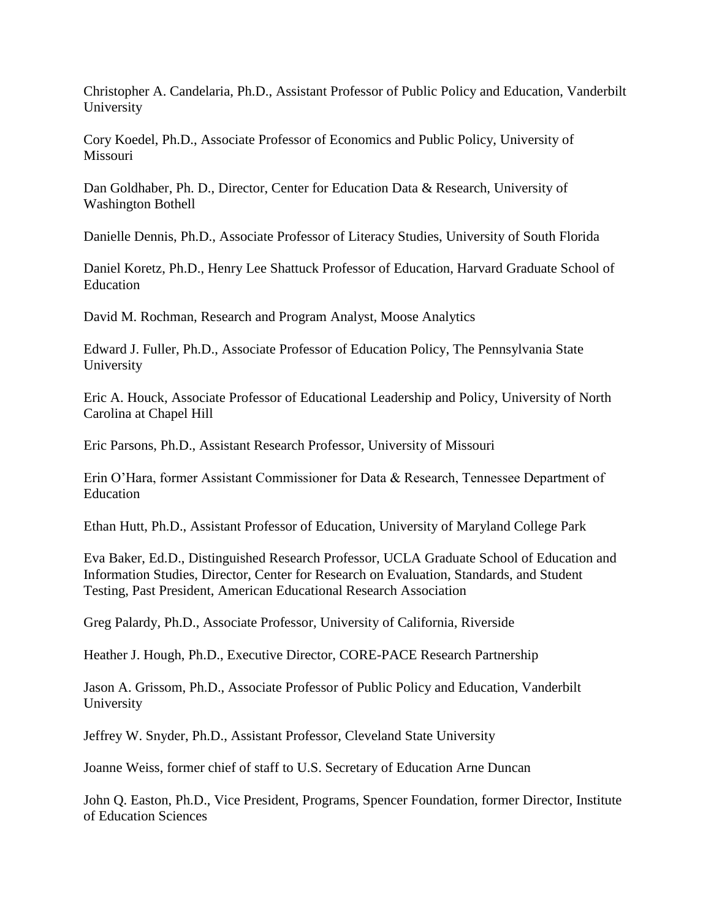Christopher A. Candelaria, Ph.D., Assistant Professor of Public Policy and Education, Vanderbilt University

Cory Koedel, Ph.D., Associate Professor of Economics and Public Policy, University of Missouri

Dan Goldhaber, Ph. D., Director, Center for Education Data & Research, University of Washington Bothell

Danielle Dennis, Ph.D., Associate Professor of Literacy Studies, University of South Florida

Daniel Koretz, Ph.D., Henry Lee Shattuck Professor of Education, Harvard Graduate School of Education

David M. Rochman, Research and Program Analyst, Moose Analytics

Edward J. Fuller, Ph.D., Associate Professor of Education Policy, The Pennsylvania State University

Eric A. Houck, Associate Professor of Educational Leadership and Policy, University of North Carolina at Chapel Hill

Eric Parsons, Ph.D., Assistant Research Professor, University of Missouri

Erin O'Hara, former Assistant Commissioner for Data & Research, Tennessee Department of Education

Ethan Hutt, Ph.D., Assistant Professor of Education, University of Maryland College Park

Eva Baker, Ed.D., Distinguished Research Professor, UCLA Graduate School of Education and Information Studies, Director, Center for Research on Evaluation, Standards, and Student Testing, Past President, American Educational Research Association

Greg Palardy, Ph.D., Associate Professor, University of California, Riverside

Heather J. Hough, Ph.D., Executive Director, CORE-PACE Research Partnership

Jason A. Grissom, Ph.D., Associate Professor of Public Policy and Education, Vanderbilt University

Jeffrey W. Snyder, Ph.D., Assistant Professor, Cleveland State University

Joanne Weiss, former chief of staff to U.S. Secretary of Education Arne Duncan

John Q. Easton, Ph.D., Vice President, Programs, Spencer Foundation, former Director, Institute of Education Sciences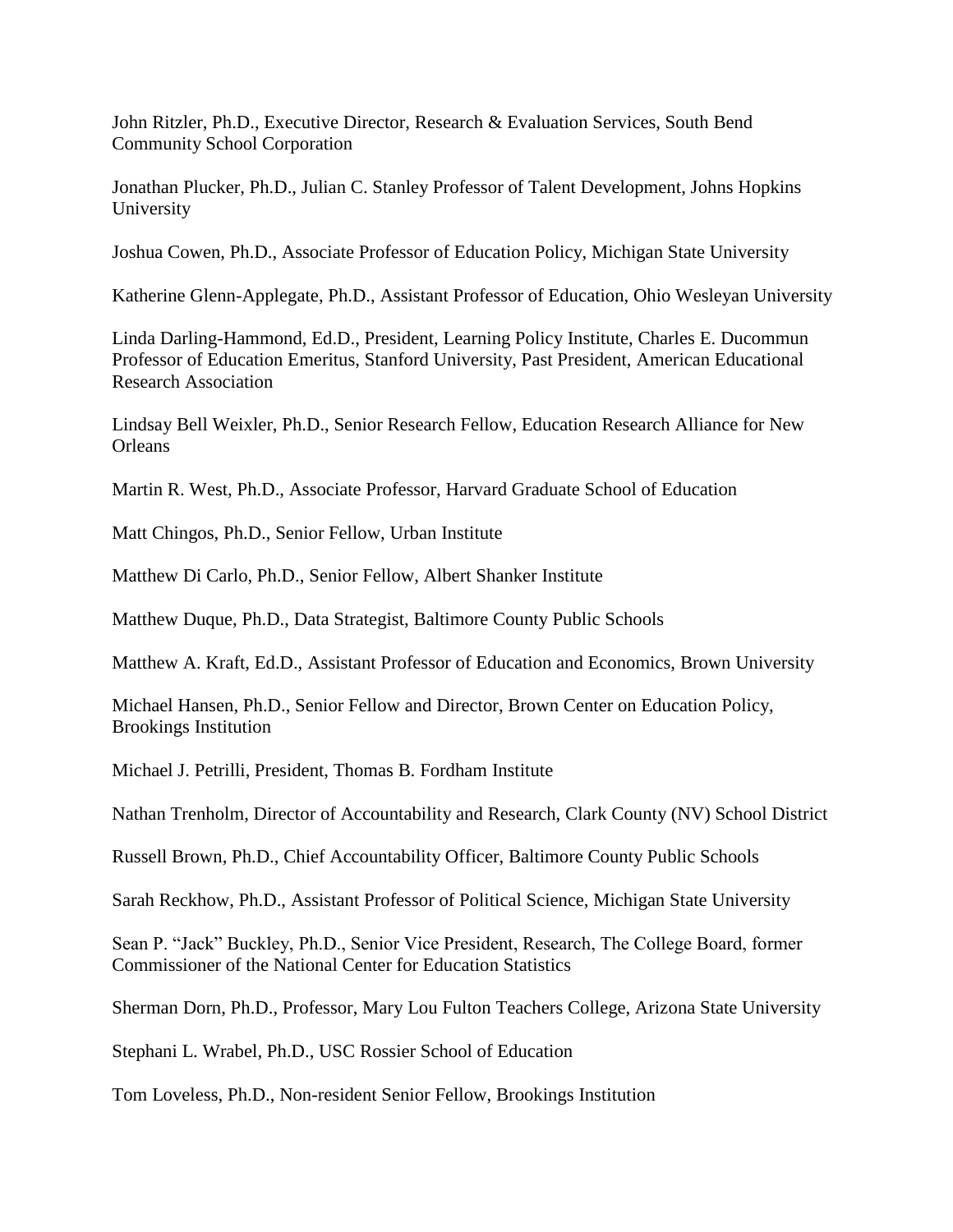John Ritzler, Ph.D., Executive Director, Research & Evaluation Services, South Bend Community School Corporation

Jonathan Plucker, Ph.D., Julian C. Stanley Professor of Talent Development, Johns Hopkins University

Joshua Cowen, Ph.D., Associate Professor of Education Policy, Michigan State University

Katherine Glenn-Applegate, Ph.D., Assistant Professor of Education, Ohio Wesleyan University

Linda Darling-Hammond, Ed.D., President, Learning Policy Institute, Charles E. Ducommun Professor of Education Emeritus, Stanford University, Past President, American Educational Research Association

Lindsay Bell Weixler, Ph.D., Senior Research Fellow, Education Research Alliance for New Orleans

Martin R. West, Ph.D., Associate Professor, Harvard Graduate School of Education

Matt Chingos, Ph.D., Senior Fellow, Urban Institute

Matthew Di Carlo, Ph.D., Senior Fellow, Albert Shanker Institute

Matthew Duque, Ph.D., Data Strategist, Baltimore County Public Schools

Matthew A. Kraft, Ed.D., Assistant Professor of Education and Economics, Brown University

Michael Hansen, Ph.D., Senior Fellow and Director, Brown Center on Education Policy, Brookings Institution

Michael J. Petrilli, President, Thomas B. Fordham Institute

Nathan Trenholm, Director of Accountability and Research, Clark County (NV) School District

Russell Brown, Ph.D., Chief Accountability Officer, Baltimore County Public Schools

Sarah Reckhow, Ph.D., Assistant Professor of Political Science, Michigan State University

Sean P. "Jack" Buckley, Ph.D., Senior Vice President, Research, The College Board, former Commissioner of the National Center for Education Statistics

Sherman Dorn, Ph.D., Professor, Mary Lou Fulton Teachers College, Arizona State University

Stephani L. Wrabel, Ph.D., USC Rossier School of Education

Tom Loveless, Ph.D., Non-resident Senior Fellow, Brookings Institution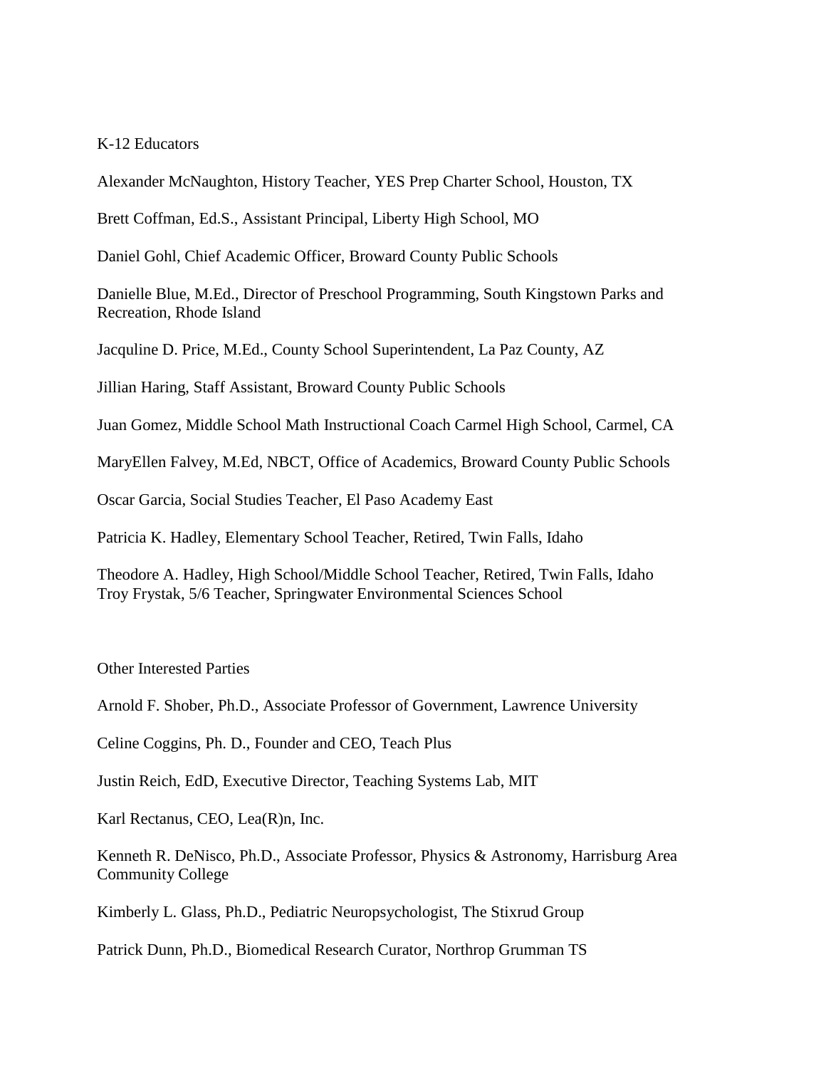K-12 Educators

Alexander McNaughton, History Teacher, YES Prep Charter School, Houston, TX

Brett Coffman, Ed.S., Assistant Principal, Liberty High School, MO

Daniel Gohl, Chief Academic Officer, Broward County Public Schools

Danielle Blue, M.Ed., Director of Preschool Programming, South Kingstown Parks and Recreation, Rhode Island

Jacquline D. Price, M.Ed., County School Superintendent, La Paz County, AZ

Jillian Haring, Staff Assistant, Broward County Public Schools

Juan Gomez, Middle School Math Instructional Coach Carmel High School, Carmel, CA

MaryEllen Falvey, M.Ed, NBCT, Office of Academics, Broward County Public Schools

Oscar Garcia, Social Studies Teacher, El Paso Academy East

Patricia K. Hadley, Elementary School Teacher, Retired, Twin Falls, Idaho

Theodore A. Hadley, High School/Middle School Teacher, Retired, Twin Falls, Idaho
Troy Frystak, 5/6 Teacher, Springwater Environmental Sciences School

Other Interested Parties

Arnold F. Shober, Ph.D., Associate Professor of Government, Lawrence University

Celine Coggins, Ph. D., Founder and CEO, Teach Plus

Justin Reich, EdD, Executive Director, Teaching Systems Lab, MIT

Karl Rectanus, CEO, Lea(R)n, Inc.

Kenneth R. DeNisco, Ph.D., Associate Professor, Physics & Astronomy, Harrisburg Area Community College

Kimberly L. Glass, Ph.D., Pediatric Neuropsychologist, The Stixrud Group

Patrick Dunn, Ph.D., Biomedical Research Curator, Northrop Grumman TS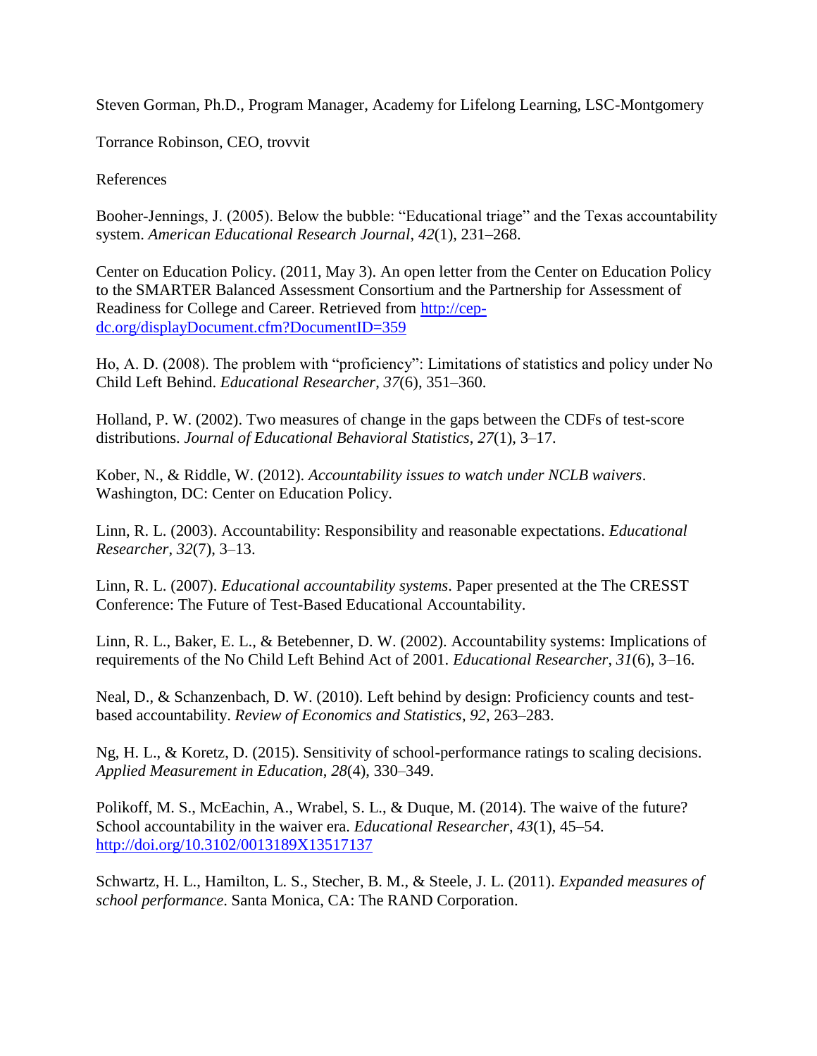Steven Gorman, Ph.D., Program Manager, Academy for Lifelong Learning, LSC-Montgomery

Torrance Robinson, CEO, trovvit

## References

Booher-Jennings, J. (2005). Below the bubble: "Educational triage" and the Texas accountability system. *American Educational Research Journal*, *42*(1), 231–268.

Center on Education Policy. (2011, May 3). An open letter from the Center on Education Policy to the SMARTER Balanced Assessment Consortium and the Partnership for Assessment of Readiness for College and Career. Retrieved from http://cep-dc.org/displayDocument.cfm?DocumentID=359

Ho, A. D. (2008). The problem with "proficiency": Limitations of statistics and policy under No Child Left Behind. *Educational Researcher*, *37*(6), 351–360.

Holland, P. W. (2002). Two measures of change in the gaps between the CDFs of test-score distributions. *Journal of Educational Behavioral Statistics*, *27*(1), 3–17.

Kober, N., & Riddle, W. (2012). *Accountability issues to watch under NCLB waivers*. Washington, DC: Center on Education Policy.

Linn, R. L. (2003). Accountability: Responsibility and reasonable expectations. *Educational Researcher*, *32*(7), 3–13.

Linn, R. L. (2007). *Educational accountability systems*. Paper presented at the The CRESST Conference: The Future of Test-Based Educational Accountability.

Linn, R. L., Baker, E. L., & Betebenner, D. W. (2002). Accountability systems: Implications of requirements of the No Child Left Behind Act of 2001. *Educational Researcher*, *31*(6), 3–16.

Neal, D., & Schanzenbach, D. W. (2010). Left behind by design: Proficiency counts and test-based accountability. *Review of Economics and Statistics*, *92*, 263–283.

Ng, H. L., & Koretz, D. (2015). Sensitivity of school-performance ratings to scaling decisions. *Applied Measurement in Education*, *28*(4), 330–349.

Polikoff, M. S., McEachin, A., Wrabel, S. L., & Duque, M. (2014). The waive of the future? School accountability in the waiver era. *Educational Researcher*, *43*(1), 45–54. http://doi.org/10.3102/0013189X13517137

Schwartz, H. L., Hamilton, L. S., Stecher, B. M., & Steele, J. L. (2011). *Expanded measures of school performance*. Santa Monica, CA: The RAND Corporation.